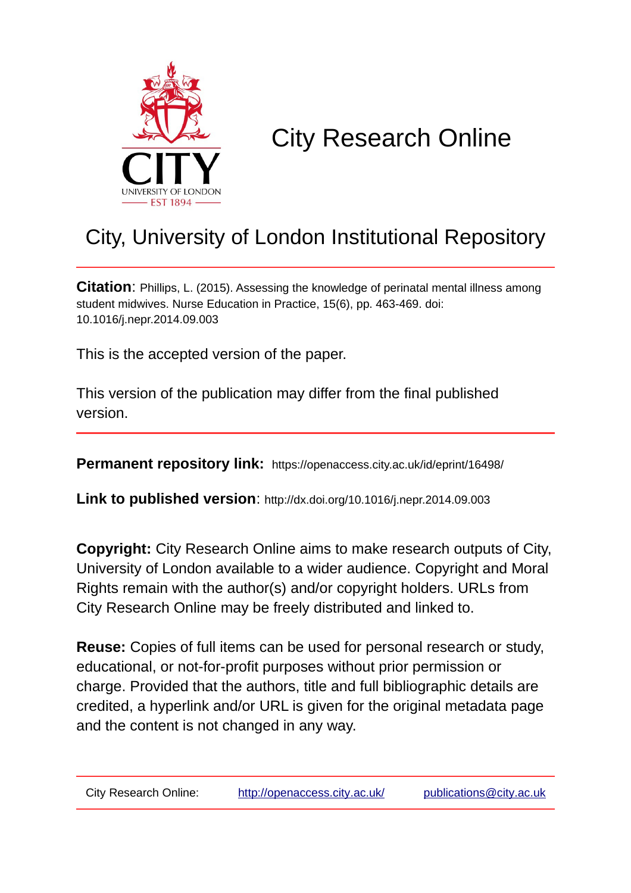# City Research Online

## City, University of London Institutional Repository

**Citation**: Phillips, L. (2015). Assessing the knowledge of perinatal mental illness among student midwives. Nurse Education in Practice, 15(6), pp. 463-469. doi: 10.1016/j.nepr.2014.09.003

This is the accepted version of the paper.

This version of the publication may differ from the final published version.

**Permanent repository link:** https://openaccess.city.ac.uk/id/eprint/16498/

**Link to published version**: http://dx.doi.org/10.1016/j.nepr.2014.09.003

**Copyright:** City Research Online aims to make research outputs of City, University of London available to a wider audience. Copyright and Moral Rights remain with the author(s) and/or copyright holders. URLs from City Research Online may be freely distributed and linked to.

**Reuse:** Copies of full items can be used for personal research or study, educational, or not-for-profit purposes without prior permission or charge. Provided that the authors, title and full bibliographic details are credited, a hyperlink and/or URL is given for the original metadata page and the content is not changed in any way.

City Research Online: http://openaccess.city.ac.uk/ publications@city.ac.uk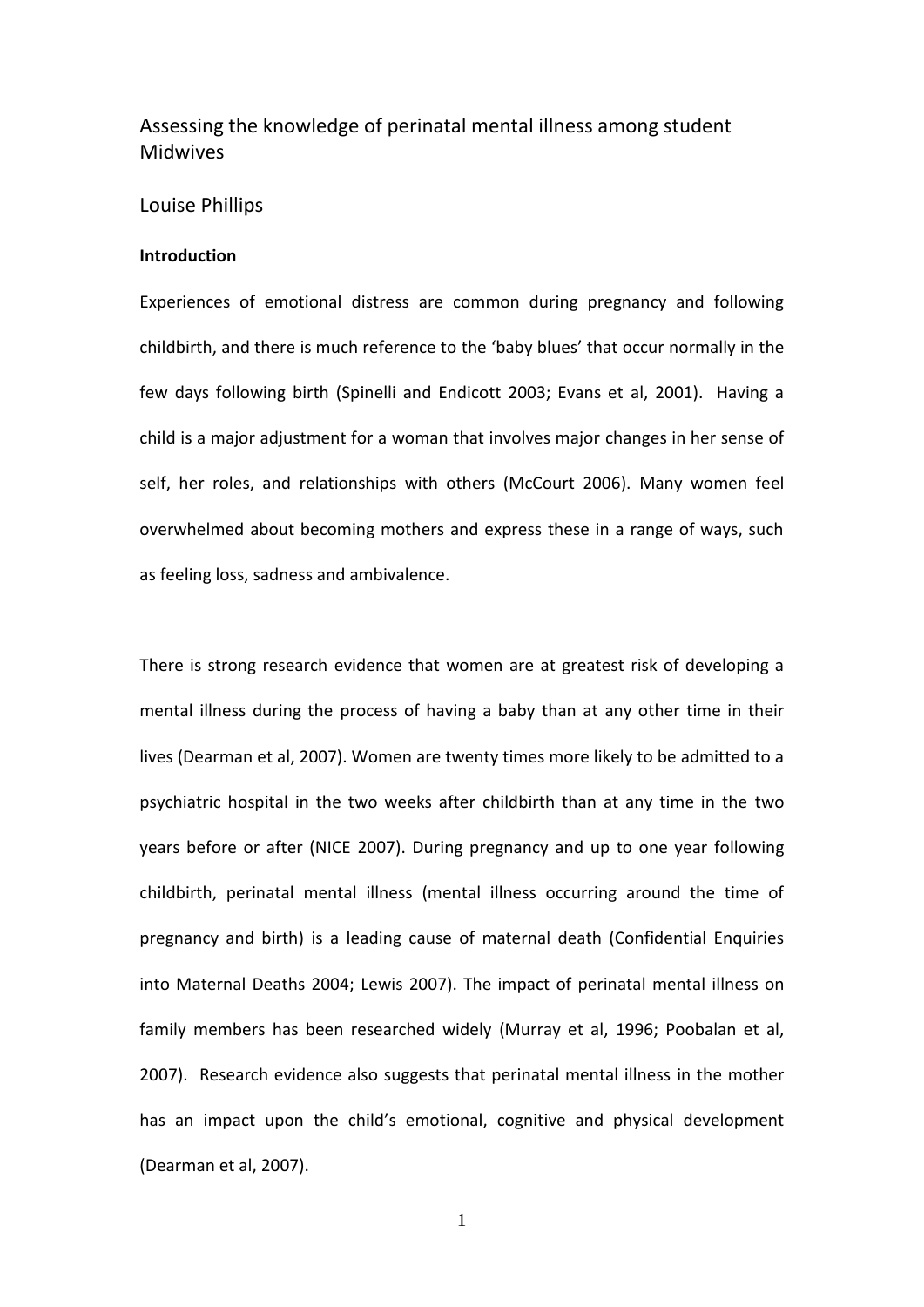# Assessing the knowledge of perinatal mental illness among student Midwives

Louise Phillips

**Introduction**

Experiences of emotional distress are common during pregnancy and following childbirth, and there is much reference to the 'baby blues' that occur normally in the few days following birth (Spinelli and Endicott 2003; Evans et al, 2001). Having a child is a major adjustment for a woman that involves major changes in her sense of self, her roles, and relationships with others (McCourt 2006). Many women feel overwhelmed about becoming mothers and express these in a range of ways, such as feeling loss, sadness and ambivalence.

There is strong research evidence that women are at greatest risk of developing a mental illness during the process of having a baby than at any other time in their lives (Dearman et al, 2007). Women are twenty times more likely to be admitted to a psychiatric hospital in the two weeks after childbirth than at any time in the two years before or after (NICE 2007). During pregnancy and up to one year following childbirth, perinatal mental illness (mental illness occurring around the time of pregnancy and birth) is a leading cause of maternal death (Confidential Enquiries into Maternal Deaths 2004; Lewis 2007). The impact of perinatal mental illness on family members has been researched widely (Murray et al, 1996; Poobalan et al, 2007). Research evidence also suggests that perinatal mental illness in the mother has an impact upon the child's emotional, cognitive and physical development (Dearman et al, 2007).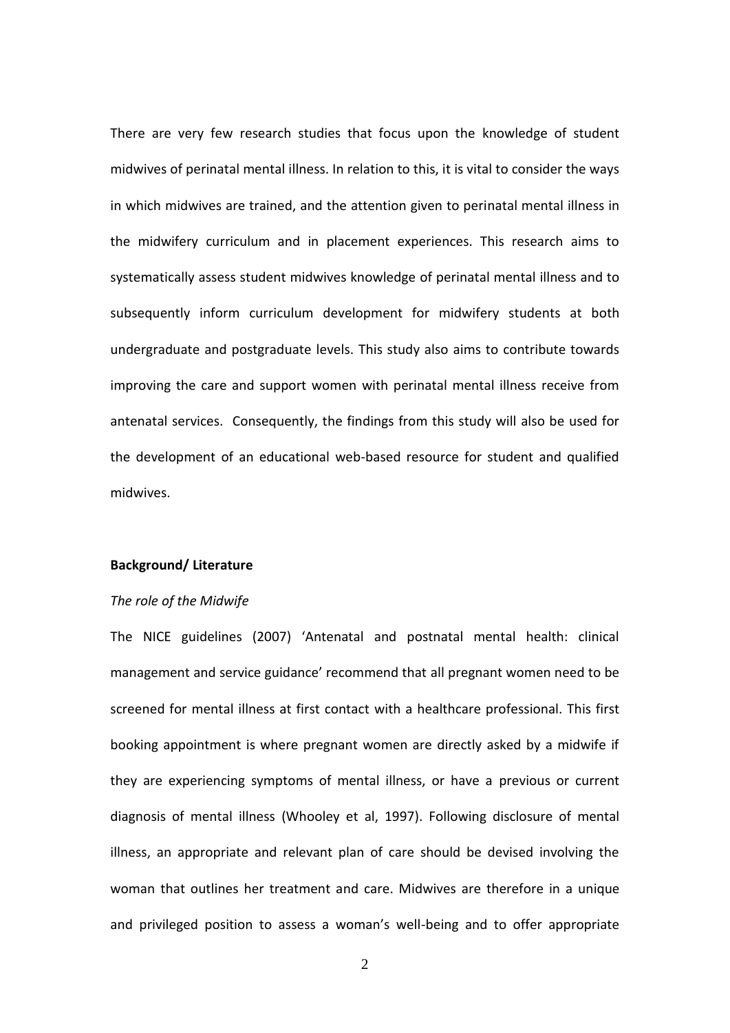There are very few research studies that focus upon the knowledge of student midwives of perinatal mental illness. In relation to this, it is vital to consider the ways in which midwives are trained, and the attention given to perinatal mental illness in the midwifery curriculum and in placement experiences. This research aims to systematically assess student midwives knowledge of perinatal mental illness and to subsequently inform curriculum development for midwifery students at both undergraduate and postgraduate levels. This study also aims to contribute towards improving the care and support women with perinatal mental illness receive from antenatal services. Consequently, the findings from this study will also be used for the development of an educational web-based resource for student and qualified midwives.

**Background/ Literature**

*The role of the Midwife*

The NICE guidelines (2007) 'Antenatal and postnatal mental health: clinical management and service guidance' recommend that all pregnant women need to be screened for mental illness at first contact with a healthcare professional. This first booking appointment is where pregnant women are directly asked by a midwife if they are experiencing symptoms of mental illness, or have a previous or current diagnosis of mental illness (Whooley et al, 1997). Following disclosure of mental illness, an appropriate and relevant plan of care should be devised involving the woman that outlines her treatment and care. Midwives are therefore in a unique and privileged position to assess a woman's well-being and to offer appropriate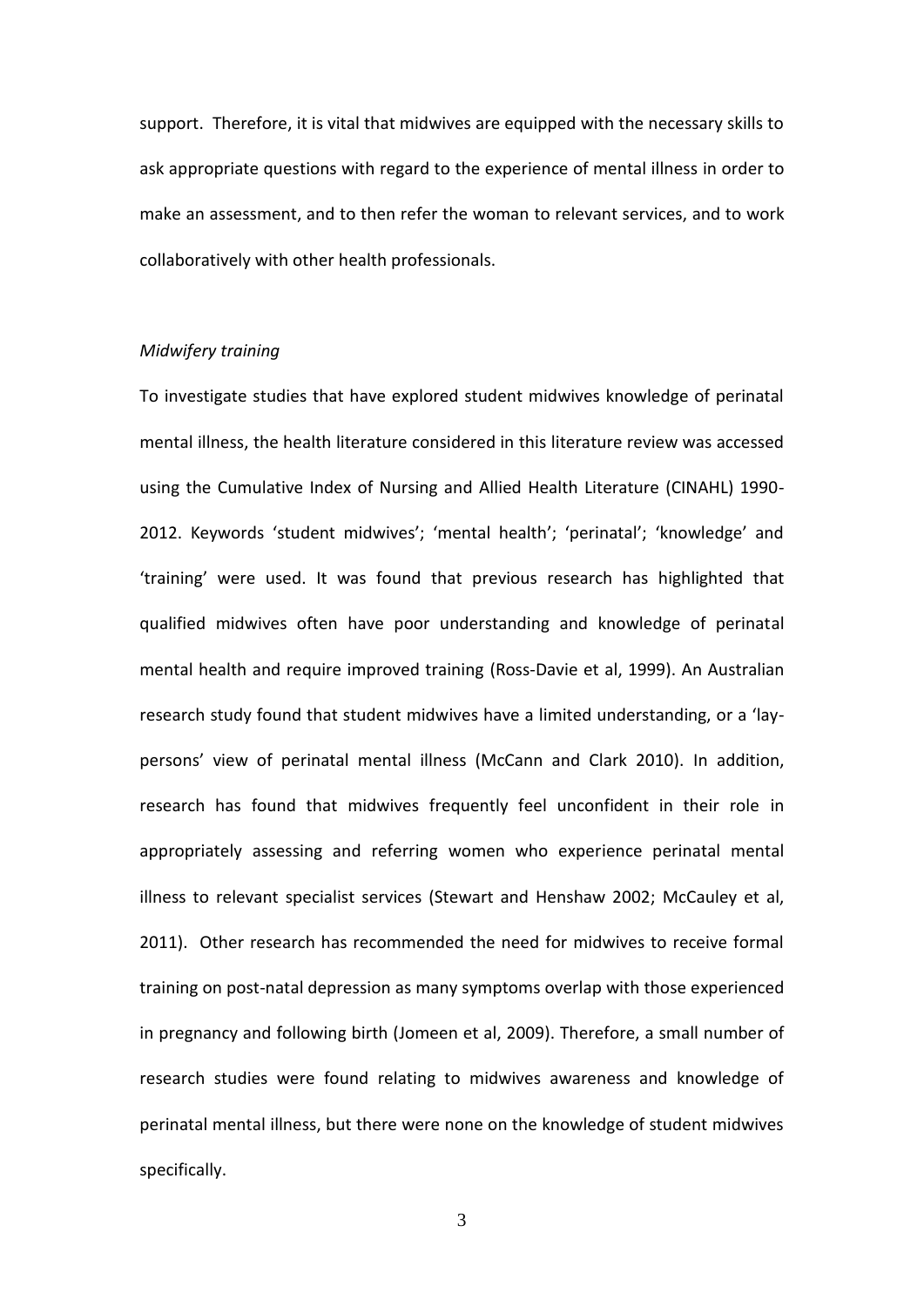support. Therefore, it is vital that midwives are equipped with the necessary skills to ask appropriate questions with regard to the experience of mental illness in order to make an assessment, and to then refer the woman to relevant services, and to work collaboratively with other health professionals.

*Midwifery training*

To investigate studies that have explored student midwives knowledge of perinatal mental illness, the health literature considered in this literature review was accessed using the Cumulative Index of Nursing and Allied Health Literature (CINAHL) 1990-2012. Keywords 'student midwives'; 'mental health'; 'perinatal'; 'knowledge' and 'training' were used. It was found that previous research has highlighted that qualified midwives often have poor understanding and knowledge of perinatal mental health and require improved training (Ross-Davie et al, 1999). An Australian research study found that student midwives have a limited understanding, or a 'lay-persons' view of perinatal mental illness (McCann and Clark 2010). In addition, research has found that midwives frequently feel unconfident in their role in appropriately assessing and referring women who experience perinatal mental illness to relevant specialist services (Stewart and Henshaw 2002; McCauley et al, 2011). Other research has recommended the need for midwives to receive formal training on post-natal depression as many symptoms overlap with those experienced in pregnancy and following birth (Jomeen et al, 2009). Therefore, a small number of research studies were found relating to midwives awareness and knowledge of perinatal mental illness, but there were none on the knowledge of student midwives specifically.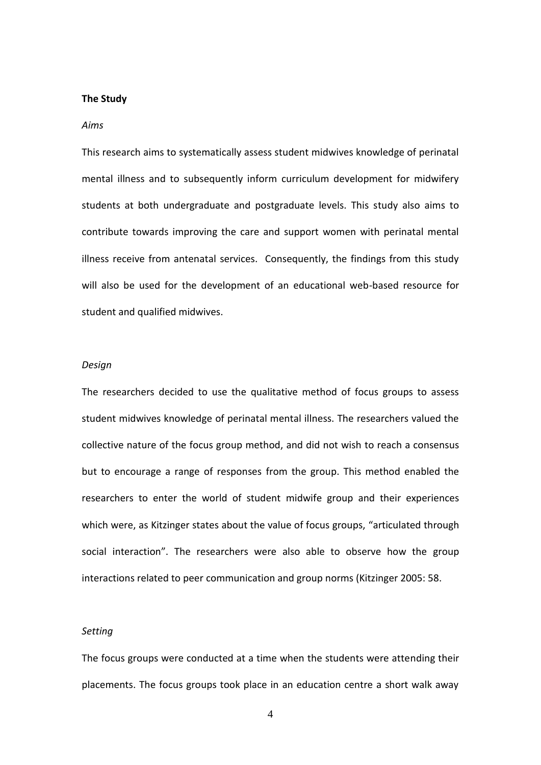**The Study**

*Aims*

This research aims to systematically assess student midwives knowledge of perinatal mental illness and to subsequently inform curriculum development for midwifery students at both undergraduate and postgraduate levels. This study also aims to contribute towards improving the care and support women with perinatal mental illness receive from antenatal services. Consequently, the findings from this study will also be used for the development of an educational web-based resource for student and qualified midwives.

*Design*

The researchers decided to use the qualitative method of focus groups to assess student midwives knowledge of perinatal mental illness. The researchers valued the collective nature of the focus group method, and did not wish to reach a consensus but to encourage a range of responses from the group. This method enabled the researchers to enter the world of student midwife group and their experiences which were, as Kitzinger states about the value of focus groups, "articulated through social interaction". The researchers were also able to observe how the group interactions related to peer communication and group norms (Kitzinger 2005: 58.

*Setting*

The focus groups were conducted at a time when the students were attending their placements. The focus groups took place in an education centre a short walk away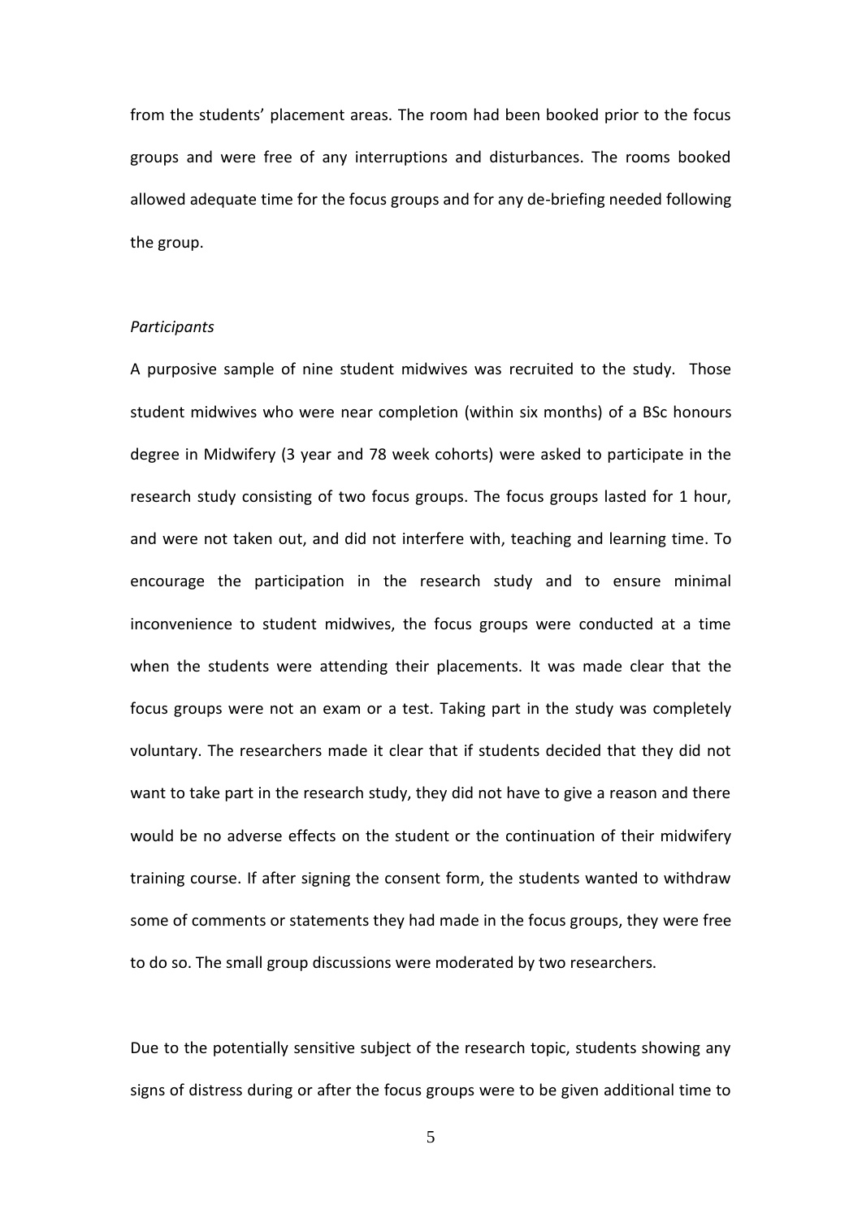from the students' placement areas. The room had been booked prior to the focus groups and were free of any interruptions and disturbances. The rooms booked allowed adequate time for the focus groups and for any de-briefing needed following the group.

*Participants*

A purposive sample of nine student midwives was recruited to the study. Those student midwives who were near completion (within six months) of a BSc honours degree in Midwifery (3 year and 78 week cohorts) were asked to participate in the research study consisting of two focus groups. The focus groups lasted for 1 hour, and were not taken out, and did not interfere with, teaching and learning time. To encourage the participation in the research study and to ensure minimal inconvenience to student midwives, the focus groups were conducted at a time when the students were attending their placements. It was made clear that the focus groups were not an exam or a test. Taking part in the study was completely voluntary. The researchers made it clear that if students decided that they did not want to take part in the research study, they did not have to give a reason and there would be no adverse effects on the student or the continuation of their midwifery training course. If after signing the consent form, the students wanted to withdraw some of comments or statements they had made in the focus groups, they were free to do so. The small group discussions were moderated by two researchers.

Due to the potentially sensitive subject of the research topic, students showing any signs of distress during or after the focus groups were to be given additional time to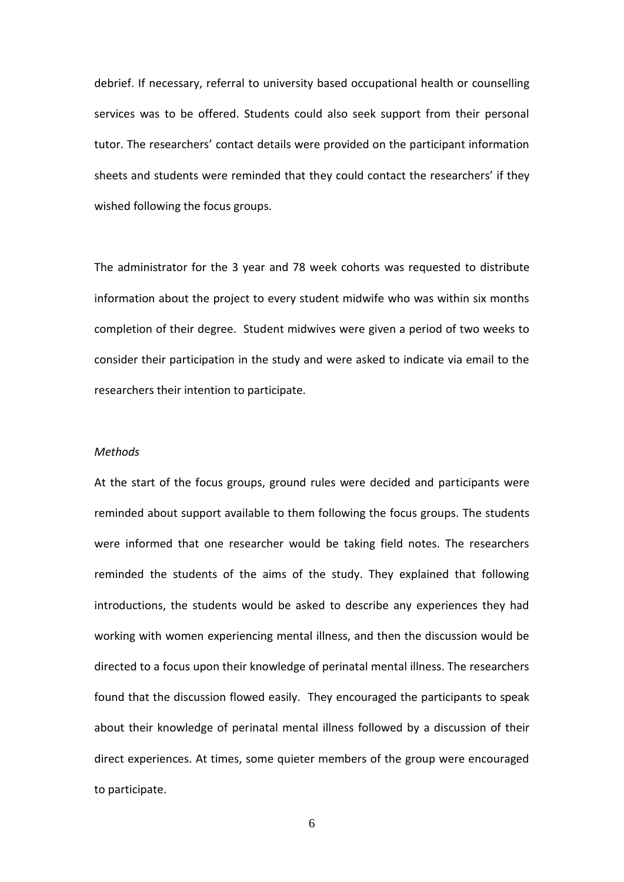debrief. If necessary, referral to university based occupational health or counselling services was to be offered. Students could also seek support from their personal tutor. The researchers' contact details were provided on the participant information sheets and students were reminded that they could contact the researchers' if they wished following the focus groups.

The administrator for the 3 year and 78 week cohorts was requested to distribute information about the project to every student midwife who was within six months completion of their degree. Student midwives were given a period of two weeks to consider their participation in the study and were asked to indicate via email to the researchers their intention to participate.

*Methods*

At the start of the focus groups, ground rules were decided and participants were reminded about support available to them following the focus groups. The students were informed that one researcher would be taking field notes. The researchers reminded the students of the aims of the study. They explained that following introductions, the students would be asked to describe any experiences they had working with women experiencing mental illness, and then the discussion would be directed to a focus upon their knowledge of perinatal mental illness. The researchers found that the discussion flowed easily. They encouraged the participants to speak about their knowledge of perinatal mental illness followed by a discussion of their direct experiences. At times, some quieter members of the group were encouraged to participate.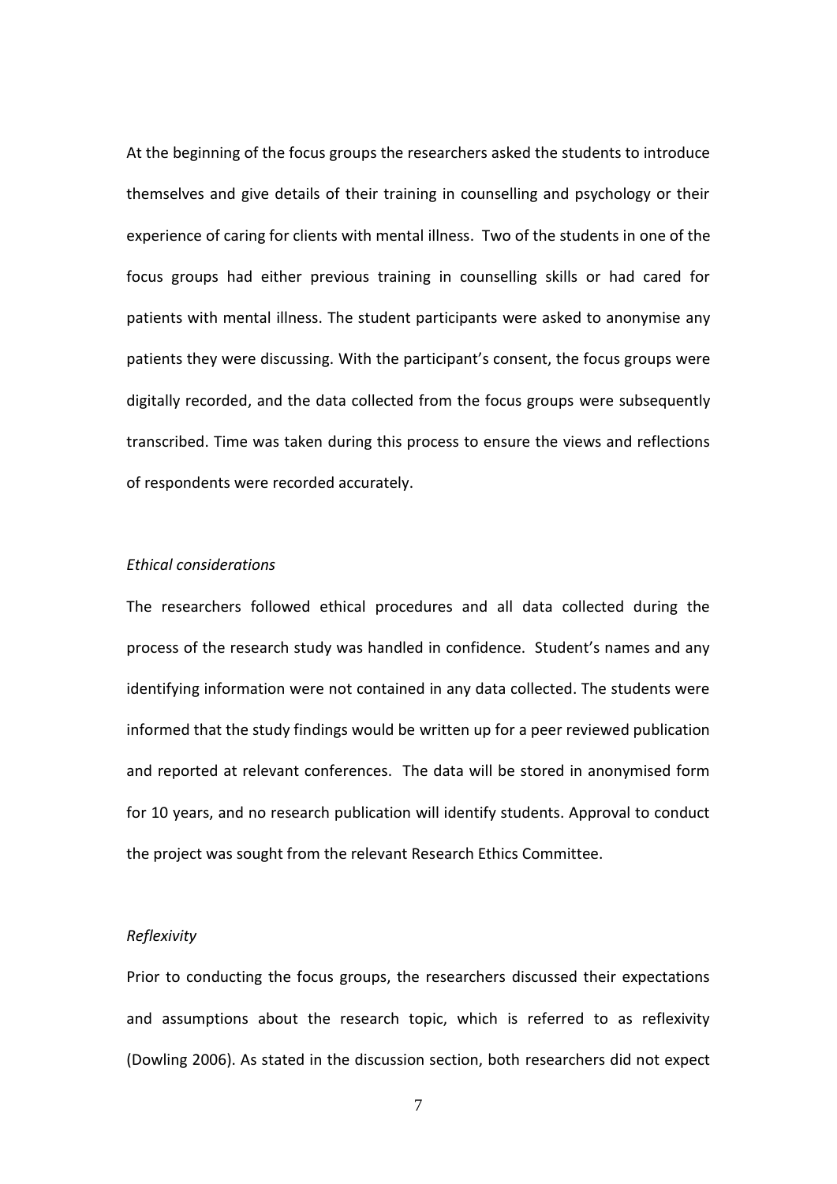At the beginning of the focus groups the researchers asked the students to introduce themselves and give details of their training in counselling and psychology or their experience of caring for clients with mental illness. Two of the students in one of the focus groups had either previous training in counselling skills or had cared for patients with mental illness. The student participants were asked to anonymise any patients they were discussing. With the participant's consent, the focus groups were digitally recorded, and the data collected from the focus groups were subsequently transcribed. Time was taken during this process to ensure the views and reflections of respondents were recorded accurately.

*Ethical considerations*

The researchers followed ethical procedures and all data collected during the process of the research study was handled in confidence. Student's names and any identifying information were not contained in any data collected. The students were informed that the study findings would be written up for a peer reviewed publication and reported at relevant conferences. The data will be stored in anonymised form for 10 years, and no research publication will identify students. Approval to conduct the project was sought from the relevant Research Ethics Committee.

*Reflexivity*

Prior to conducting the focus groups, the researchers discussed their expectations and assumptions about the research topic, which is referred to as reflexivity (Dowling 2006). As stated in the discussion section, both researchers did not expect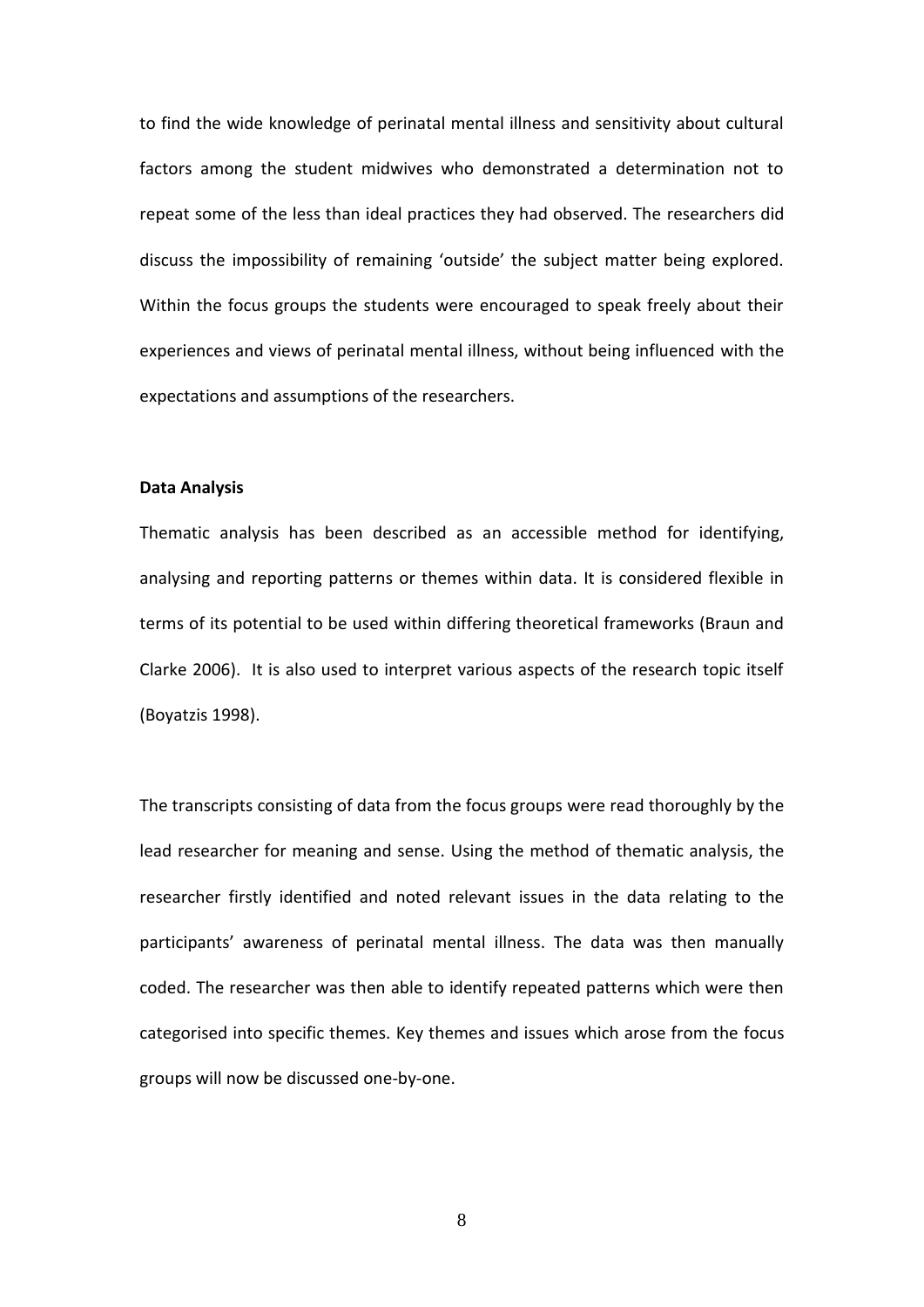to find the wide knowledge of perinatal mental illness and sensitivity about cultural factors among the student midwives who demonstrated a determination not to repeat some of the less than ideal practices they had observed. The researchers did discuss the impossibility of remaining 'outside' the subject matter being explored. Within the focus groups the students were encouraged to speak freely about their experiences and views of perinatal mental illness, without being influenced with the expectations and assumptions of the researchers.

**Data Analysis**

Thematic analysis has been described as an accessible method for identifying, analysing and reporting patterns or themes within data. It is considered flexible in terms of its potential to be used within differing theoretical frameworks (Braun and Clarke 2006). It is also used to interpret various aspects of the research topic itself (Boyatzis 1998).

The transcripts consisting of data from the focus groups were read thoroughly by the lead researcher for meaning and sense. Using the method of thematic analysis, the researcher firstly identified and noted relevant issues in the data relating to the participants' awareness of perinatal mental illness. The data was then manually coded. The researcher was then able to identify repeated patterns which were then categorised into specific themes. Key themes and issues which arose from the focus groups will now be discussed one-by-one.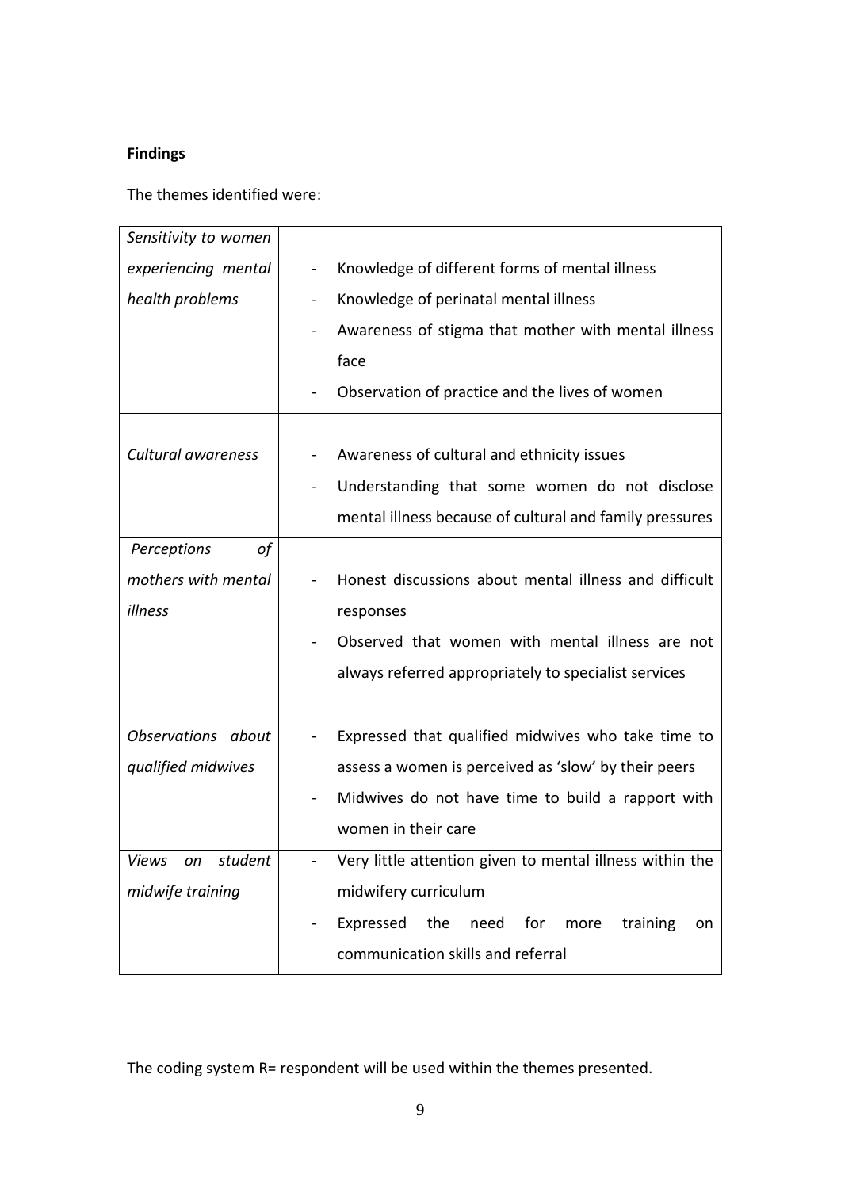**Findings**

The themes identified were:

| | |
|---|---|
| *Sensitivity to women experiencing mental health problems* | - Knowledge of different forms of mental illness<br>- Knowledge of perinatal mental illness<br>- Awareness of stigma that mother with mental illness face<br>- Observation of practice and the lives of women |
| *Cultural awareness* | - Awareness of cultural and ethnicity issues<br>- Understanding that some women do not disclose mental illness because of cultural and family pressures |
| *Perceptions of mothers with mental illness* | - Honest discussions about mental illness and difficult responses<br>- Observed that women with mental illness are not always referred appropriately to specialist services |
| *Observations about qualified midwives* | - Expressed that qualified midwives who take time to assess a women is perceived as 'slow' by their peers<br>- Midwives do not have time to build a rapport with women in their care |
| *Views on student midwife training* | - Very little attention given to mental illness within the midwifery curriculum<br>- Expressed the need for more training on communication skills and referral |

The coding system R= respondent will be used within the themes presented.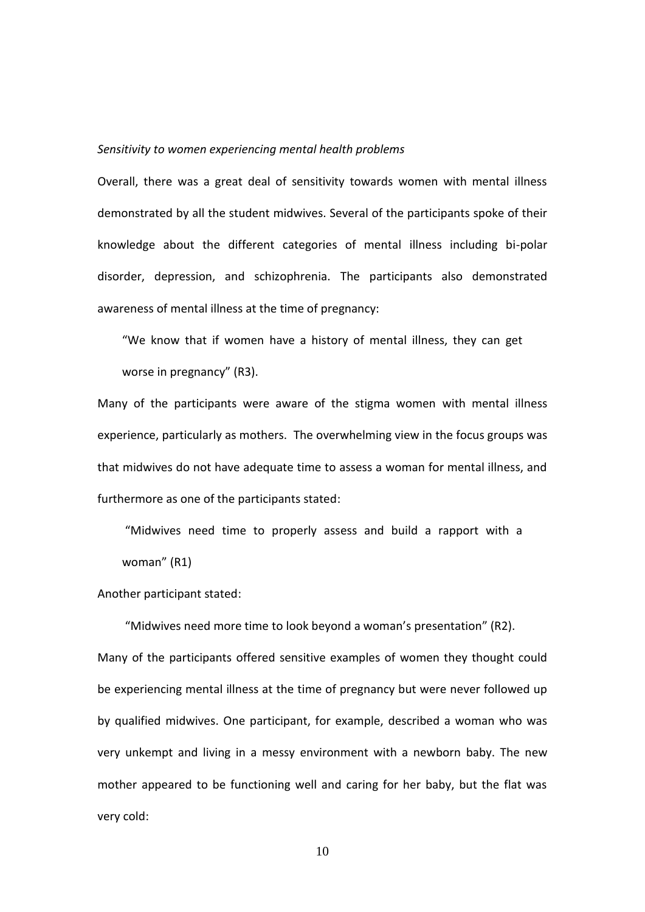*Sensitivity to women experiencing mental health problems*

Overall, there was a great deal of sensitivity towards women with mental illness demonstrated by all the student midwives. Several of the participants spoke of their knowledge about the different categories of mental illness including bi-polar disorder, depression, and schizophrenia. The participants also demonstrated awareness of mental illness at the time of pregnancy:

> "We know that if women have a history of mental illness, they can get worse in pregnancy" (R3).

Many of the participants were aware of the stigma women with mental illness experience, particularly as mothers. The overwhelming view in the focus groups was that midwives do not have adequate time to assess a woman for mental illness, and furthermore as one of the participants stated:

> "Midwives need time to properly assess and build a rapport with a woman" (R1)

Another participant stated:

> "Midwives need more time to look beyond a woman's presentation" (R2).

Many of the participants offered sensitive examples of women they thought could be experiencing mental illness at the time of pregnancy but were never followed up by qualified midwives. One participant, for example, described a woman who was very unkempt and living in a messy environment with a newborn baby. The new mother appeared to be functioning well and caring for her baby, but the flat was very cold: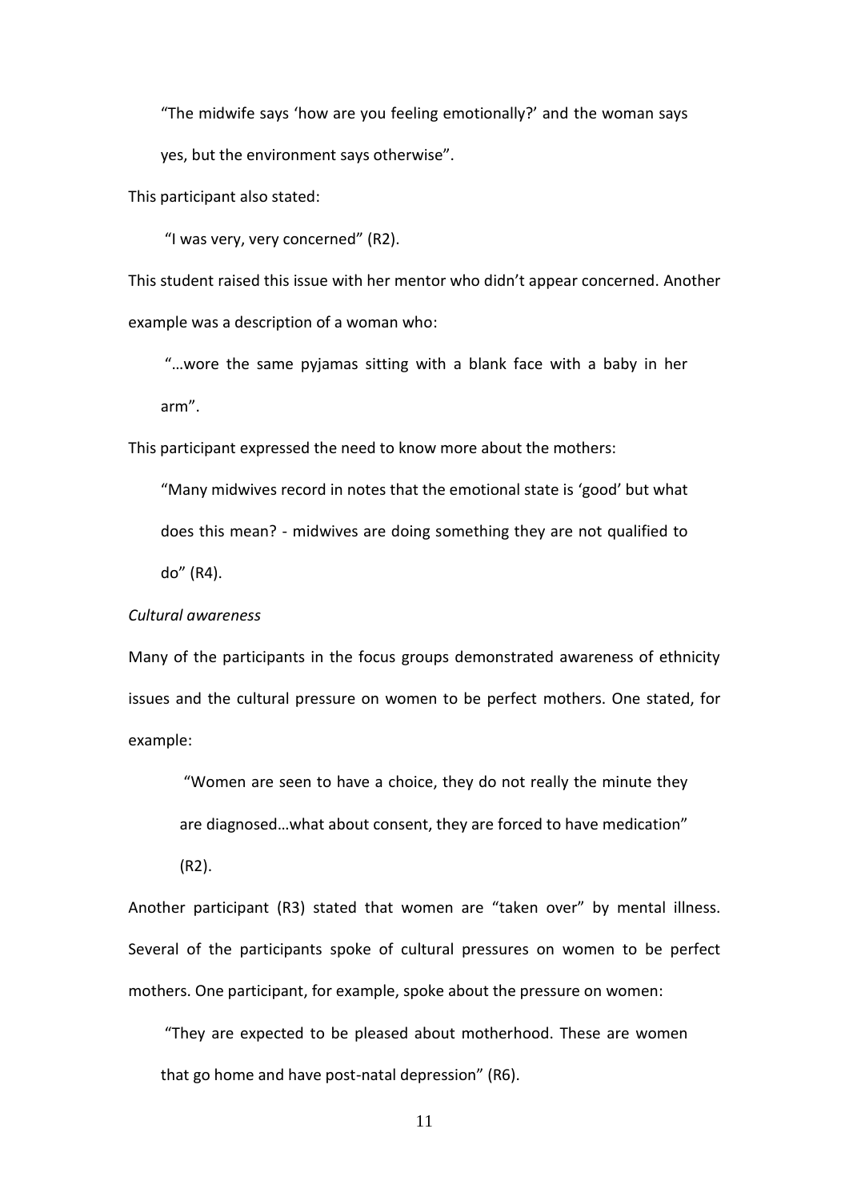"The midwife says 'how are you feeling emotionally?' and the woman says yes, but the environment says otherwise".

This participant also stated:

"I was very, very concerned" (R2).

This student raised this issue with her mentor who didn't appear concerned. Another example was a description of a woman who:

"…wore the same pyjamas sitting with a blank face with a baby in her arm".

This participant expressed the need to know more about the mothers:

"Many midwives record in notes that the emotional state is 'good' but what does this mean? - midwives are doing something they are not qualified to do" (R4).

*Cultural awareness*

Many of the participants in the focus groups demonstrated awareness of ethnicity issues and the cultural pressure on women to be perfect mothers. One stated, for example:

"Women are seen to have a choice, they do not really the minute they are diagnosed…what about consent, they are forced to have medication" (R2).

Another participant (R3) stated that women are "taken over" by mental illness. Several of the participants spoke of cultural pressures on women to be perfect mothers. One participant, for example, spoke about the pressure on women:

"They are expected to be pleased about motherhood. These are women that go home and have post-natal depression" (R6).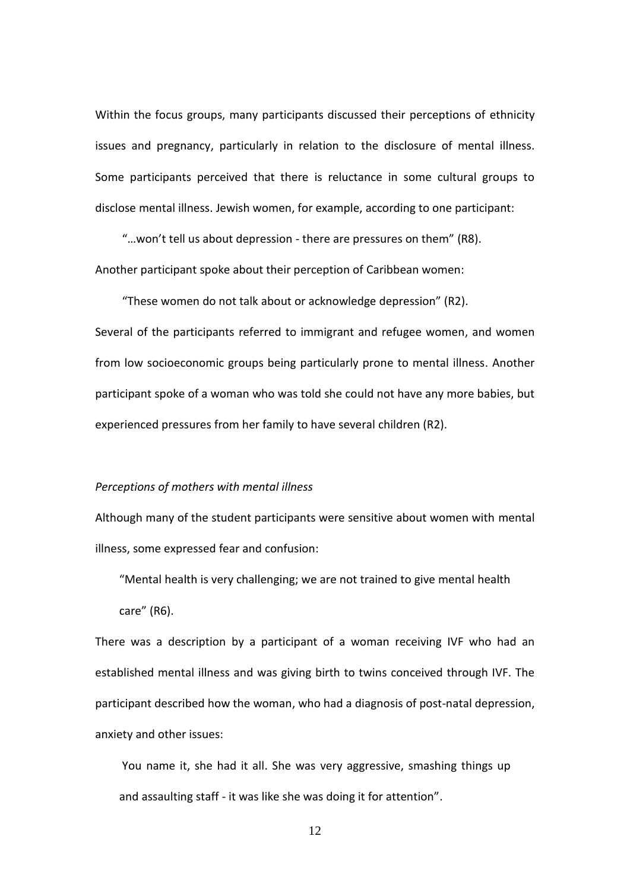Within the focus groups, many participants discussed their perceptions of ethnicity issues and pregnancy, particularly in relation to the disclosure of mental illness. Some participants perceived that there is reluctance in some cultural groups to disclose mental illness. Jewish women, for example, according to one participant:

> "…won't tell us about depression - there are pressures on them" (R8).

Another participant spoke about their perception of Caribbean women:

> "These women do not talk about or acknowledge depression" (R2).

Several of the participants referred to immigrant and refugee women, and women from low socioeconomic groups being particularly prone to mental illness. Another participant spoke of a woman who was told she could not have any more babies, but experienced pressures from her family to have several children (R2).

*Perceptions of mothers with mental illness*

Although many of the student participants were sensitive about women with mental illness, some expressed fear and confusion:

> "Mental health is very challenging; we are not trained to give mental health care" (R6).

There was a description by a participant of a woman receiving IVF who had an established mental illness and was giving birth to twins conceived through IVF. The participant described how the woman, who had a diagnosis of post-natal depression, anxiety and other issues:

> You name it, she had it all. She was very aggressive, smashing things up and assaulting staff - it was like she was doing it for attention".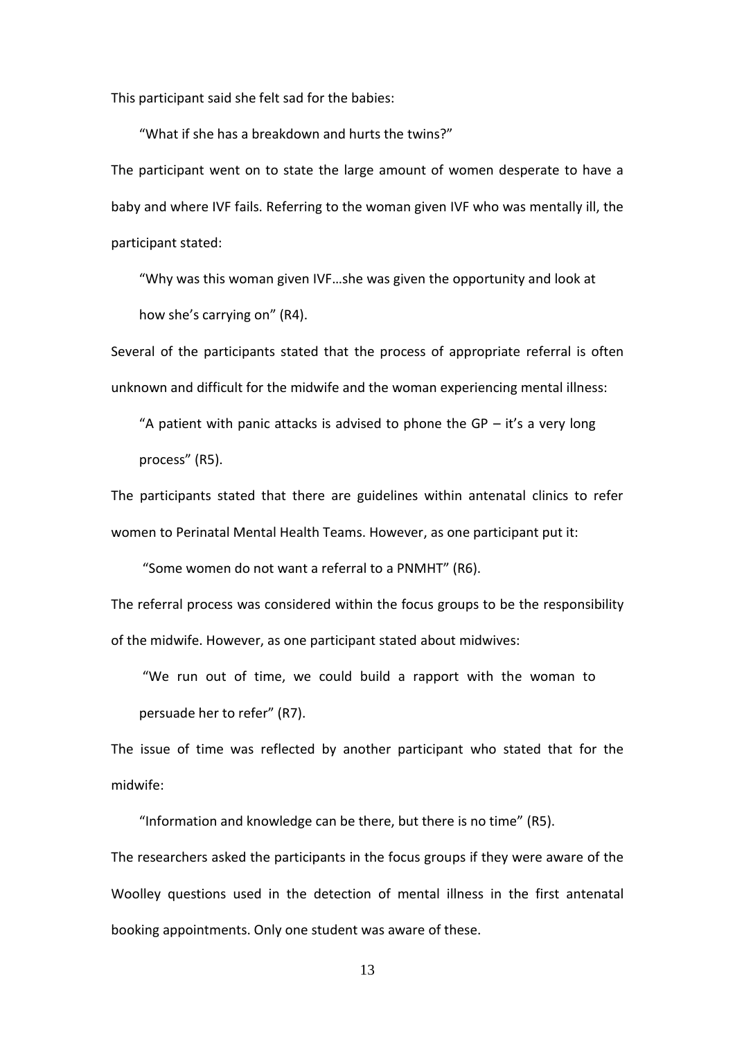This participant said she felt sad for the babies:

> "What if she has a breakdown and hurts the twins?"

The participant went on to state the large amount of women desperate to have a baby and where IVF fails. Referring to the woman given IVF who was mentally ill, the participant stated:

> "Why was this woman given IVF…she was given the opportunity and look at how she's carrying on" (R4).

Several of the participants stated that the process of appropriate referral is often unknown and difficult for the midwife and the woman experiencing mental illness:

> "A patient with panic attacks is advised to phone the GP – it's a very long process" (R5).

The participants stated that there are guidelines within antenatal clinics to refer women to Perinatal Mental Health Teams. However, as one participant put it:

> "Some women do not want a referral to a PNMHT" (R6).

The referral process was considered within the focus groups to be the responsibility of the midwife. However, as one participant stated about midwives:

> "We run out of time, we could build a rapport with the woman to persuade her to refer" (R7).

The issue of time was reflected by another participant who stated that for the midwife:

> "Information and knowledge can be there, but there is no time" (R5).

The researchers asked the participants in the focus groups if they were aware of the Woolley questions used in the detection of mental illness in the first antenatal booking appointments. Only one student was aware of these.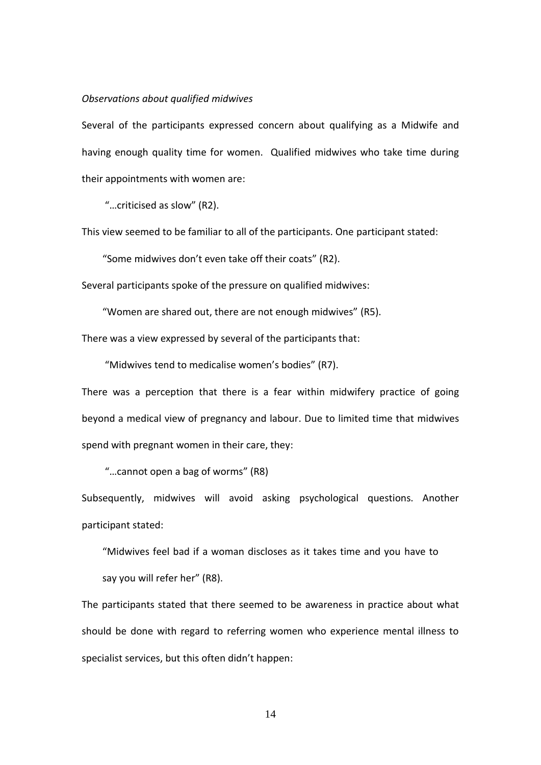*Observations about qualified midwives*

Several of the participants expressed concern about qualifying as a Midwife and having enough quality time for women. Qualified midwives who take time during their appointments with women are:

> "…criticised as slow" (R2).

This view seemed to be familiar to all of the participants. One participant stated:

> "Some midwives don't even take off their coats" (R2).

Several participants spoke of the pressure on qualified midwives:

> "Women are shared out, there are not enough midwives" (R5).

There was a view expressed by several of the participants that:

> "Midwives tend to medicalise women's bodies" (R7).

There was a perception that there is a fear within midwifery practice of going beyond a medical view of pregnancy and labour. Due to limited time that midwives spend with pregnant women in their care, they:

> "…cannot open a bag of worms" (R8)

Subsequently, midwives will avoid asking psychological questions. Another participant stated:

> "Midwives feel bad if a woman discloses as it takes time and you have to say you will refer her" (R8).

The participants stated that there seemed to be awareness in practice about what should be done with regard to referring women who experience mental illness to specialist services, but this often didn't happen: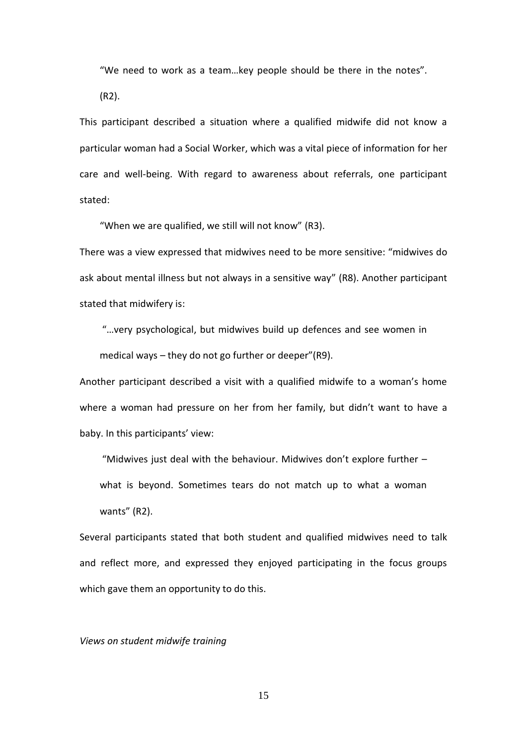> "We need to work as a team…key people should be there in the notes". (R2).

This participant described a situation where a qualified midwife did not know a particular woman had a Social Worker, which was a vital piece of information for her care and well-being. With regard to awareness about referrals, one participant stated:

> "When we are qualified, we still will not know" (R3).

There was a view expressed that midwives need to be more sensitive: "midwives do ask about mental illness but not always in a sensitive way" (R8). Another participant stated that midwifery is:

> "…very psychological, but midwives build up defences and see women in medical ways – they do not go further or deeper"(R9).

Another participant described a visit with a qualified midwife to a woman's home where a woman had pressure on her from her family, but didn't want to have a baby. In this participants' view:

> "Midwives just deal with the behaviour. Midwives don't explore further – what is beyond. Sometimes tears do not match up to what a woman wants" (R2).

Several participants stated that both student and qualified midwives need to talk and reflect more, and expressed they enjoyed participating in the focus groups which gave them an opportunity to do this.

*Views on student midwife training*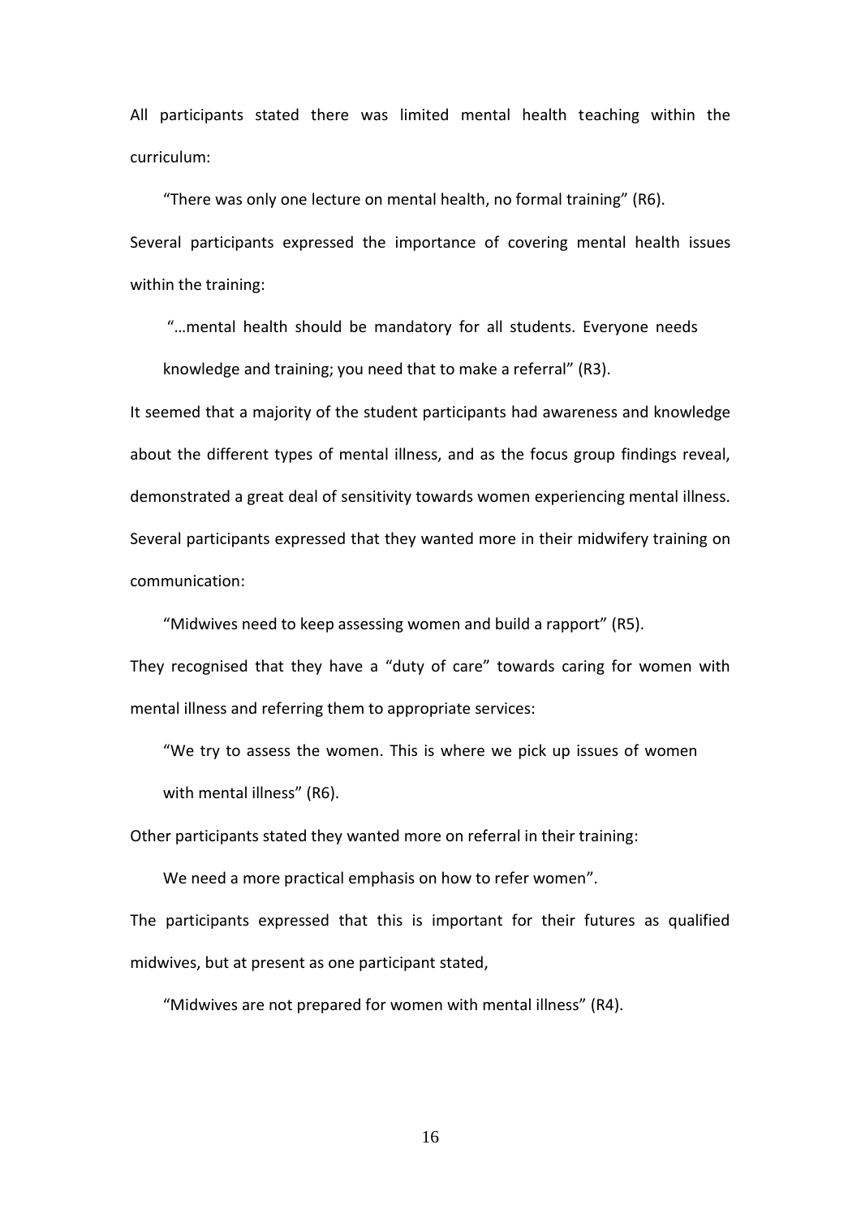All participants stated there was limited mental health teaching within the curriculum:

> "There was only one lecture on mental health, no formal training" (R6).

Several participants expressed the importance of covering mental health issues within the training:

> "…mental health should be mandatory for all students. Everyone needs knowledge and training; you need that to make a referral" (R3).

It seemed that a majority of the student participants had awareness and knowledge about the different types of mental illness, and as the focus group findings reveal, demonstrated a great deal of sensitivity towards women experiencing mental illness. Several participants expressed that they wanted more in their midwifery training on communication:

> "Midwives need to keep assessing women and build a rapport" (R5).

They recognised that they have a "duty of care" towards caring for women with mental illness and referring them to appropriate services:

> "We try to assess the women. This is where we pick up issues of women with mental illness" (R6).

Other participants stated they wanted more on referral in their training:

> We need a more practical emphasis on how to refer women".

The participants expressed that this is important for their futures as qualified midwives, but at present as one participant stated,

> "Midwives are not prepared for women with mental illness" (R4).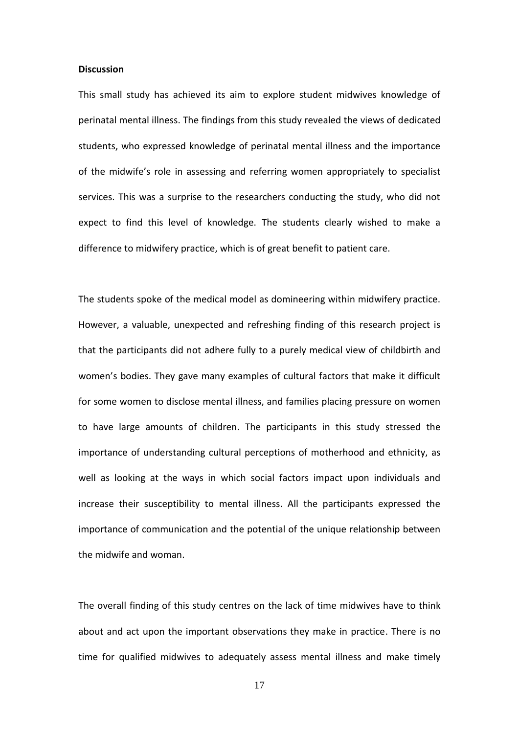**Discussion**

This small study has achieved its aim to explore student midwives knowledge of perinatal mental illness. The findings from this study revealed the views of dedicated students, who expressed knowledge of perinatal mental illness and the importance of the midwife's role in assessing and referring women appropriately to specialist services. This was a surprise to the researchers conducting the study, who did not expect to find this level of knowledge. The students clearly wished to make a difference to midwifery practice, which is of great benefit to patient care.

The students spoke of the medical model as domineering within midwifery practice. However, a valuable, unexpected and refreshing finding of this research project is that the participants did not adhere fully to a purely medical view of childbirth and women's bodies. They gave many examples of cultural factors that make it difficult for some women to disclose mental illness, and families placing pressure on women to have large amounts of children. The participants in this study stressed the importance of understanding cultural perceptions of motherhood and ethnicity, as well as looking at the ways in which social factors impact upon individuals and increase their susceptibility to mental illness. All the participants expressed the importance of communication and the potential of the unique relationship between the midwife and woman.

The overall finding of this study centres on the lack of time midwives have to think about and act upon the important observations they make in practice. There is no time for qualified midwives to adequately assess mental illness and make timely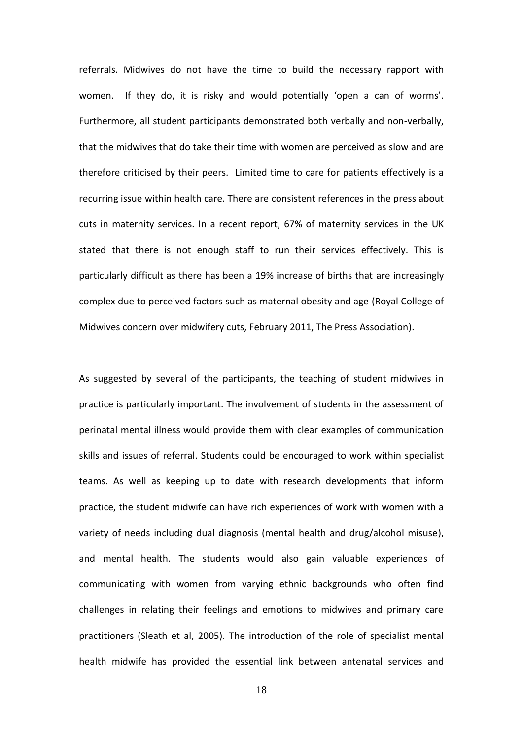referrals. Midwives do not have the time to build the necessary rapport with women. If they do, it is risky and would potentially 'open a can of worms'. Furthermore, all student participants demonstrated both verbally and non-verbally, that the midwives that do take their time with women are perceived as slow and are therefore criticised by their peers. Limited time to care for patients effectively is a recurring issue within health care. There are consistent references in the press about cuts in maternity services. In a recent report, 67% of maternity services in the UK stated that there is not enough staff to run their services effectively. This is particularly difficult as there has been a 19% increase of births that are increasingly complex due to perceived factors such as maternal obesity and age (Royal College of Midwives concern over midwifery cuts, February 2011, The Press Association).

As suggested by several of the participants, the teaching of student midwives in practice is particularly important. The involvement of students in the assessment of perinatal mental illness would provide them with clear examples of communication skills and issues of referral. Students could be encouraged to work within specialist teams. As well as keeping up to date with research developments that inform practice, the student midwife can have rich experiences of work with women with a variety of needs including dual diagnosis (mental health and drug/alcohol misuse), and mental health. The students would also gain valuable experiences of communicating with women from varying ethnic backgrounds who often find challenges in relating their feelings and emotions to midwives and primary care practitioners (Sleath et al, 2005). The introduction of the role of specialist mental health midwife has provided the essential link between antenatal services and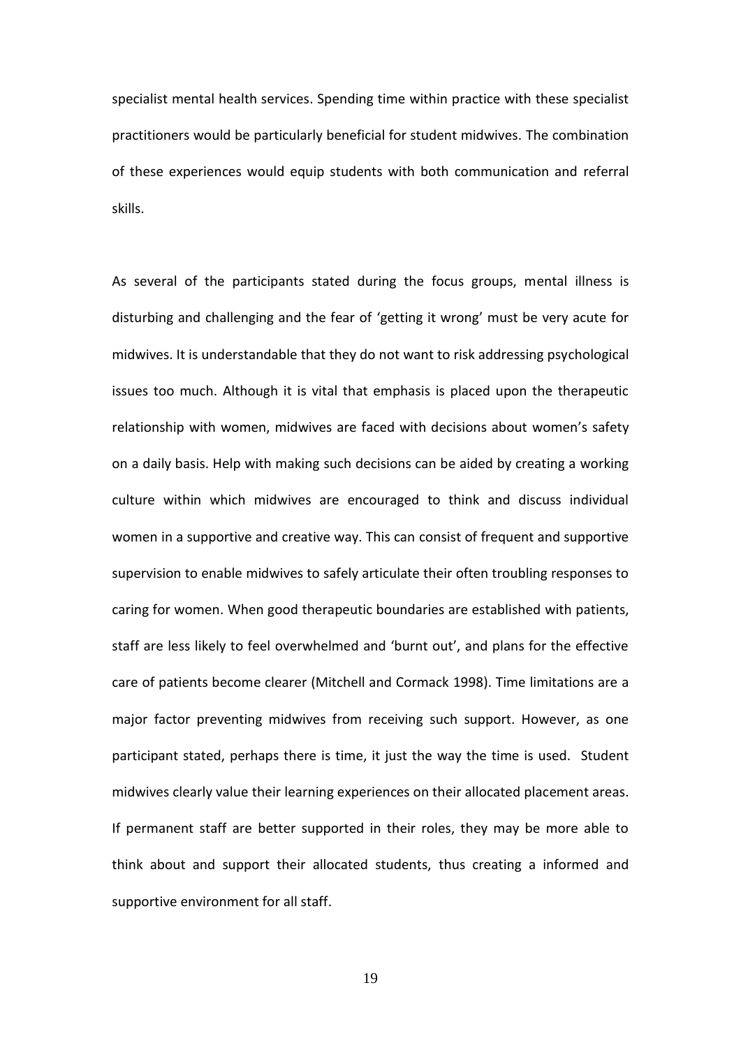specialist mental health services. Spending time within practice with these specialist practitioners would be particularly beneficial for student midwives. The combination of these experiences would equip students with both communication and referral skills.

As several of the participants stated during the focus groups, mental illness is disturbing and challenging and the fear of 'getting it wrong' must be very acute for midwives. It is understandable that they do not want to risk addressing psychological issues too much. Although it is vital that emphasis is placed upon the therapeutic relationship with women, midwives are faced with decisions about women's safety on a daily basis. Help with making such decisions can be aided by creating a working culture within which midwives are encouraged to think and discuss individual women in a supportive and creative way. This can consist of frequent and supportive supervision to enable midwives to safely articulate their often troubling responses to caring for women. When good therapeutic boundaries are established with patients, staff are less likely to feel overwhelmed and 'burnt out', and plans for the effective care of patients become clearer (Mitchell and Cormack 1998). Time limitations are a major factor preventing midwives from receiving such support. However, as one participant stated, perhaps there is time, it just the way the time is used. Student midwives clearly value their learning experiences on their allocated placement areas. If permanent staff are better supported in their roles, they may be more able to think about and support their allocated students, thus creating a informed and supportive environment for all staff.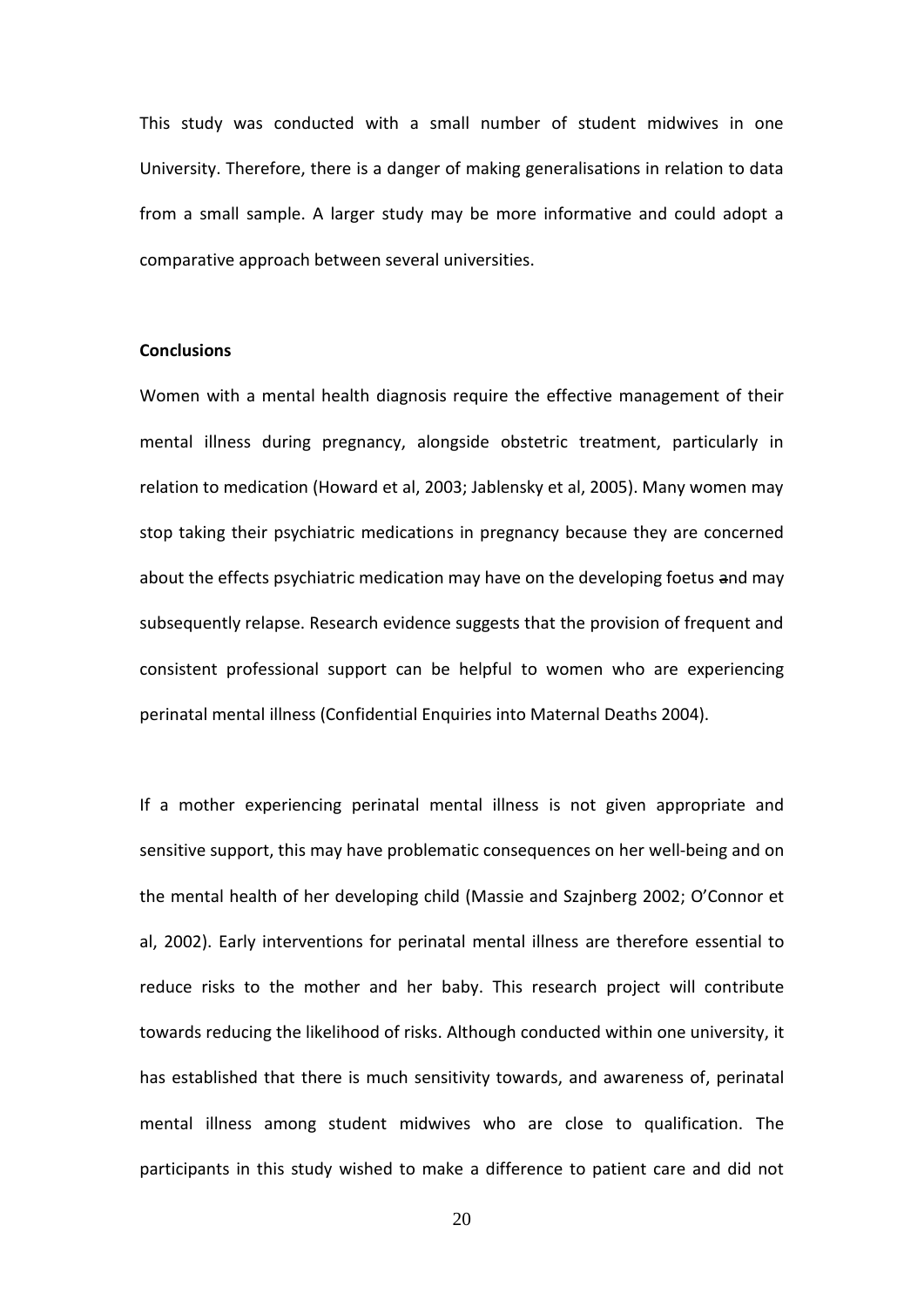This study was conducted with a small number of student midwives in one University. Therefore, there is a danger of making generalisations in relation to data from a small sample. A larger study may be more informative and could adopt a comparative approach between several universities.

**Conclusions**

Women with a mental health diagnosis require the effective management of their mental illness during pregnancy, alongside obstetric treatment, particularly in relation to medication (Howard et al, 2003; Jablensky et al, 2005). Many women may stop taking their psychiatric medications in pregnancy because they are concerned about the effects psychiatric medication may have on the developing foetus and may subsequently relapse. Research evidence suggests that the provision of frequent and consistent professional support can be helpful to women who are experiencing perinatal mental illness (Confidential Enquiries into Maternal Deaths 2004).

If a mother experiencing perinatal mental illness is not given appropriate and sensitive support, this may have problematic consequences on her well-being and on the mental health of her developing child (Massie and Szajnberg 2002; O'Connor et al, 2002). Early interventions for perinatal mental illness are therefore essential to reduce risks to the mother and her baby. This research project will contribute towards reducing the likelihood of risks. Although conducted within one university, it has established that there is much sensitivity towards, and awareness of, perinatal mental illness among student midwives who are close to qualification. The participants in this study wished to make a difference to patient care and did not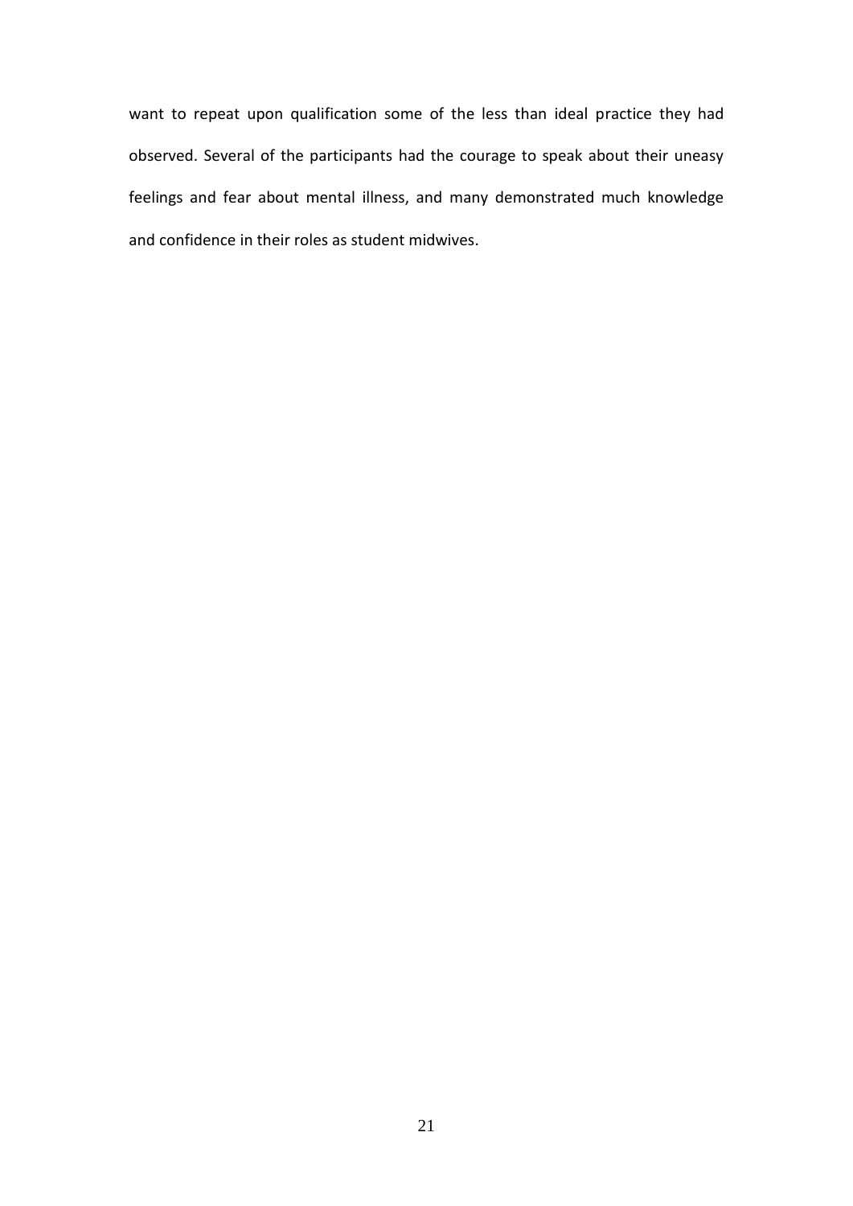want to repeat upon qualification some of the less than ideal practice they had observed. Several of the participants had the courage to speak about their uneasy feelings and fear about mental illness, and many demonstrated much knowledge and confidence in their roles as student midwives.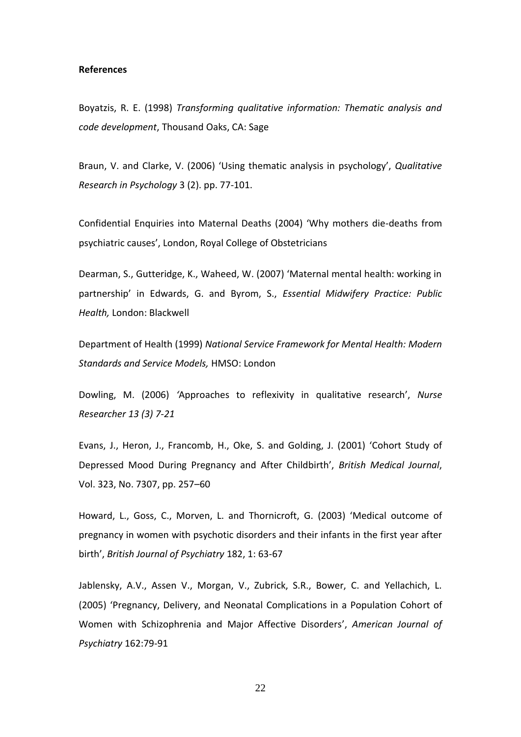**References**

Boyatzis, R. E. (1998) *Transforming qualitative information: Thematic analysis and code development*, Thousand Oaks, CA: Sage

Braun, V. and Clarke, V. (2006) 'Using thematic analysis in psychology', *Qualitative Research in Psychology* 3 (2). pp. 77-101.

Confidential Enquiries into Maternal Deaths (2004) 'Why mothers die-deaths from psychiatric causes', London, Royal College of Obstetricians

Dearman, S., Gutteridge, K., Waheed, W. (2007) 'Maternal mental health: working in partnership' in Edwards, G. and Byrom, S., *Essential Midwifery Practice: Public Health,* London: Blackwell

Department of Health (1999) *National Service Framework for Mental Health: Modern Standards and Service Models,* HMSO: London

Dowling, M. (2006) 'Approaches to reflexivity in qualitative research', *Nurse Researcher 13 (3) 7-21*

Evans, J., Heron, J., Francomb, H., Oke, S. and Golding, J. (2001) 'Cohort Study of Depressed Mood During Pregnancy and After Childbirth', *British Medical Journal*, Vol. 323, No. 7307, pp. 257–60

Howard, L., Goss, C., Morven, L. and Thornicroft, G. (2003) 'Medical outcome of pregnancy in women with psychotic disorders and their infants in the first year after birth', *British Journal of Psychiatry* 182, 1: 63-67

Jablensky, A.V., Assen V., Morgan, V., Zubrick, S.R., Bower, C. and Yellachich, L. (2005) 'Pregnancy, Delivery, and Neonatal Complications in a Population Cohort of Women with Schizophrenia and Major Affective Disorders', *American Journal of Psychiatry* 162:79-91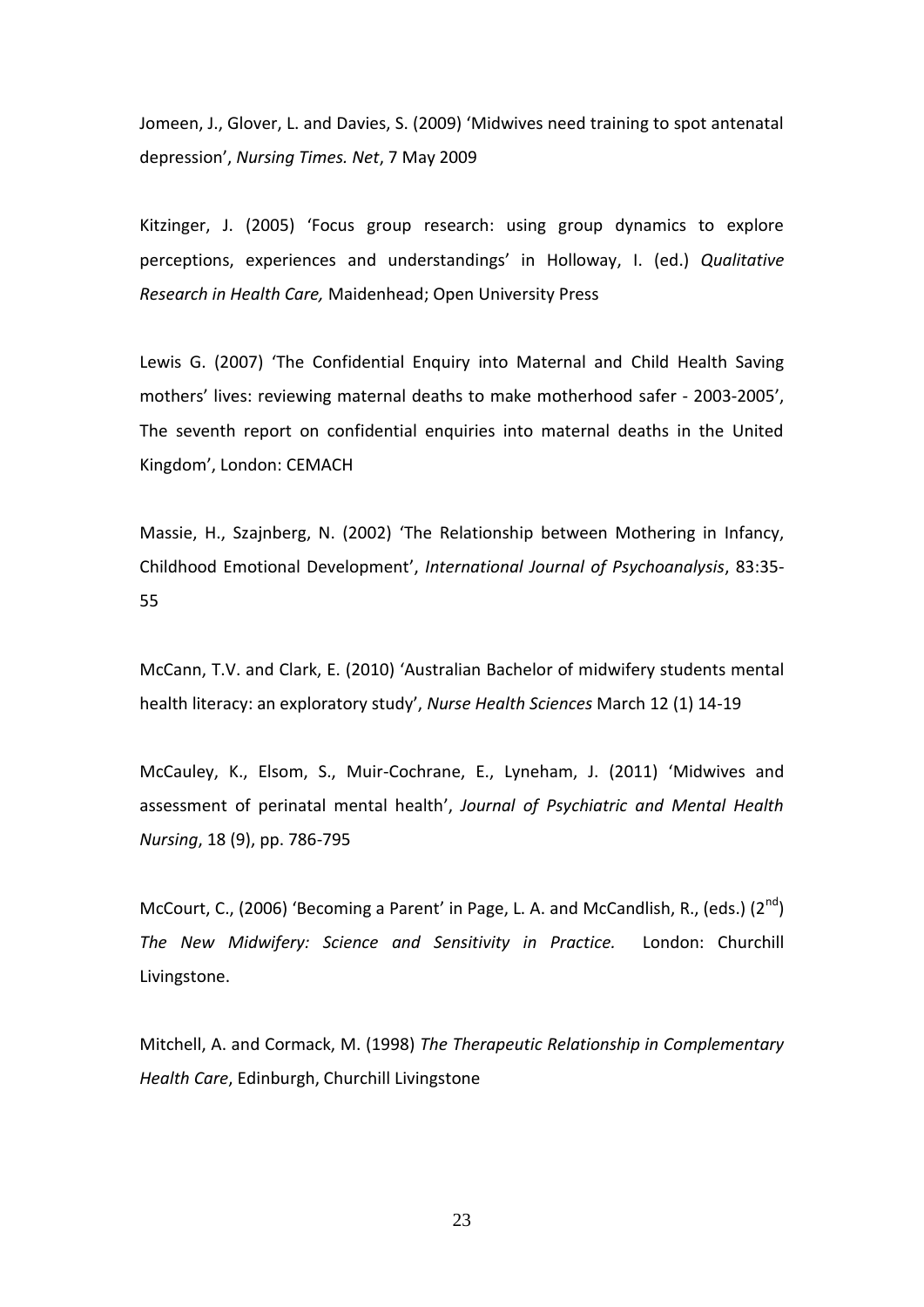Jomeen, J., Glover, L. and Davies, S. (2009) 'Midwives need training to spot antenatal depression', *Nursing Times. Net*, 7 May 2009

Kitzinger, J. (2005) 'Focus group research: using group dynamics to explore perceptions, experiences and understandings' in Holloway, I. (ed.) *Qualitative Research in Health Care,* Maidenhead; Open University Press

Lewis G. (2007) 'The Confidential Enquiry into Maternal and Child Health Saving mothers' lives: reviewing maternal deaths to make motherhood safer - 2003-2005', The seventh report on confidential enquiries into maternal deaths in the United Kingdom', London: CEMACH

Massie, H., Szajnberg, N. (2002) 'The Relationship between Mothering in Infancy, Childhood Emotional Development', *International Journal of Psychoanalysis*, 83:35-55

McCann, T.V. and Clark, E. (2010) 'Australian Bachelor of midwifery students mental health literacy: an exploratory study', *Nurse Health Sciences* March 12 (1) 14-19

McCauley, K., Elsom, S., Muir-Cochrane, E., Lyneham, J. (2011) 'Midwives and assessment of perinatal mental health', *Journal of Psychiatric and Mental Health Nursing*, 18 (9), pp. 786-795

McCourt, C., (2006) 'Becoming a Parent' in Page, L. A. and McCandlish, R., (eds.) (2nd) *The New Midwifery: Science and Sensitivity in Practice.* London: Churchill Livingstone.

Mitchell, A. and Cormack, M. (1998) *The Therapeutic Relationship in Complementary Health Care*, Edinburgh, Churchill Livingstone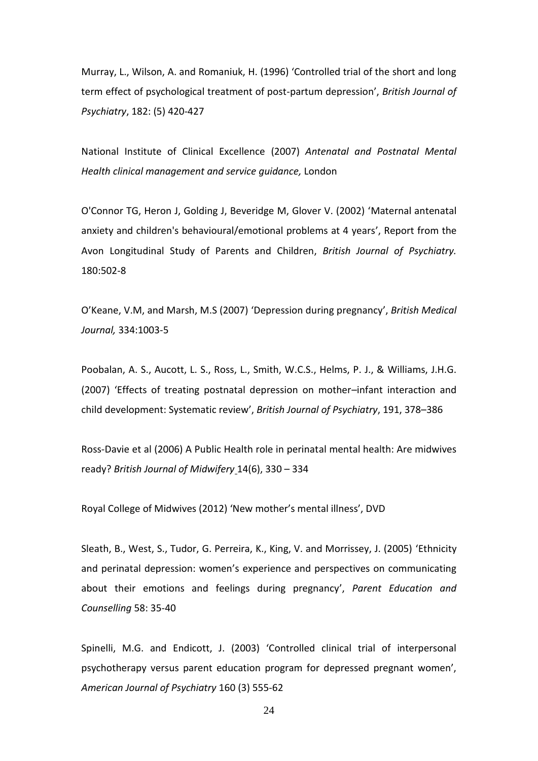Murray, L., Wilson, A. and Romaniuk, H. (1996) 'Controlled trial of the short and long term effect of psychological treatment of post-partum depression', *British Journal of Psychiatry*, 182: (5) 420-427

National Institute of Clinical Excellence (2007) *Antenatal and Postnatal Mental Health clinical management and service guidance,* London

O'Connor TG, Heron J, Golding J, Beveridge M, Glover V. (2002) 'Maternal antenatal anxiety and children's behavioural/emotional problems at 4 years', Report from the Avon Longitudinal Study of Parents and Children, *British Journal of Psychiatry.* 180:502-8

O'Keane, V.M, and Marsh, M.S (2007) 'Depression during pregnancy', *British Medical Journal,* 334:1003-5

Poobalan, A. S., Aucott, L. S., Ross, L., Smith, W.C.S., Helms, P. J., & Williams, J.H.G. (2007) 'Effects of treating postnatal depression on mother–infant interaction and child development: Systematic review', *British Journal of Psychiatry*, 191, 378–386

Ross-Davie et al (2006) A Public Health role in perinatal mental health: Are midwives ready? *British Journal of Midwifery* 14(6), 330 – 334

Royal College of Midwives (2012) 'New mother's mental illness', DVD

Sleath, B., West, S., Tudor, G. Perreira, K., King, V. and Morrissey, J. (2005) 'Ethnicity and perinatal depression: women's experience and perspectives on communicating about their emotions and feelings during pregnancy', *Parent Education and Counselling* 58: 35-40

Spinelli, M.G. and Endicott, J. (2003) 'Controlled clinical trial of interpersonal psychotherapy versus parent education program for depressed pregnant women', *American Journal of Psychiatry* 160 (3) 555-62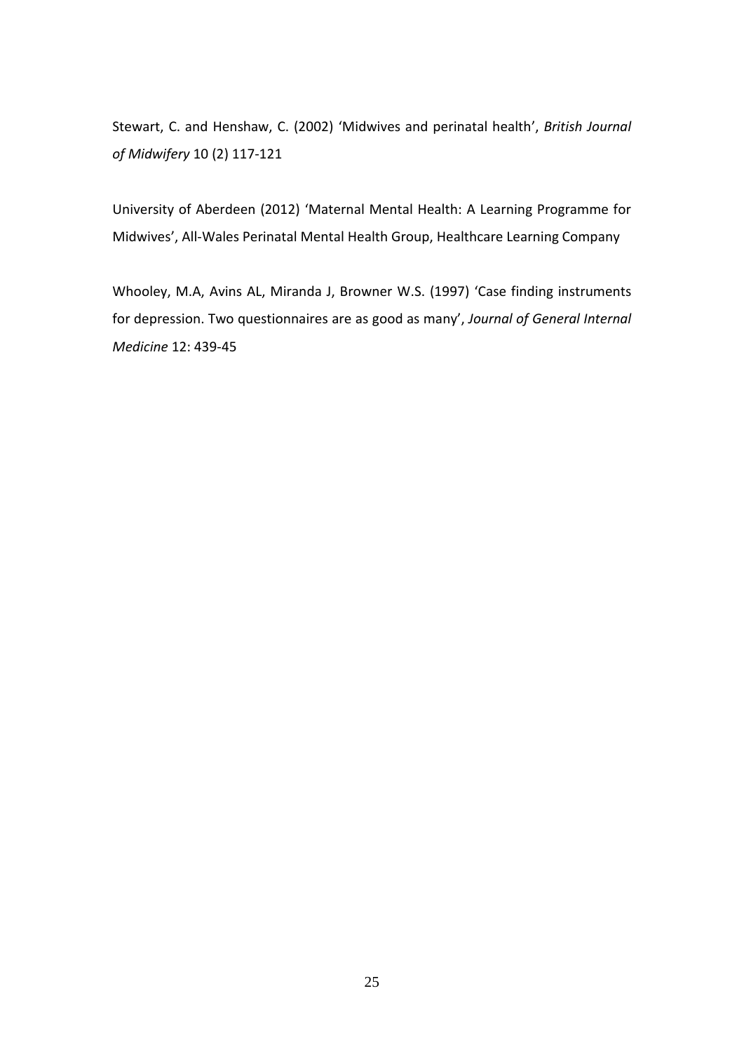Stewart, C. and Henshaw, C. (2002) 'Midwives and perinatal health', *British Journal of Midwifery* 10 (2) 117-121

University of Aberdeen (2012) 'Maternal Mental Health: A Learning Programme for Midwives', All-Wales Perinatal Mental Health Group, Healthcare Learning Company

Whooley, M.A, Avins AL, Miranda J, Browner W.S. (1997) 'Case finding instruments for depression. Two questionnaires are as good as many', *Journal of General Internal Medicine* 12: 439-45